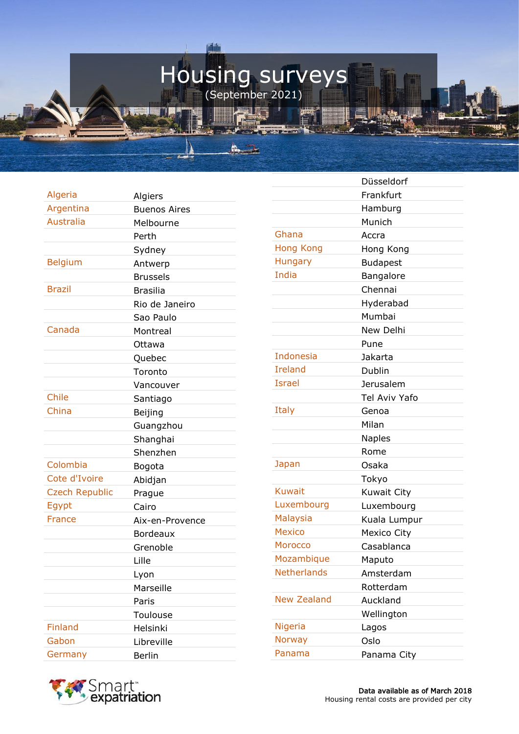# Housing surveys

(September 2021)

| Country | City |
|---|---|
| Algeria | Algiers |
| Argentina | Buenos Aires |
| Australia | Melbourne |
| | Perth |
| | Sydney |
| Belgium | Antwerp |
| | Brussels |
| Brazil | Brasilia |
| | Rio de Janeiro |
| | Sao Paulo |
| Canada | Montreal |
| | Ottawa |
| | Quebec |
| | Toronto |
| | Vancouver |
| Chile | Santiago |
| China | Beijing |
| | Guangzhou |
| | Shanghai |
| | Shenzhen |
| Colombia | Bogota |
| Cote d'Ivoire | Abidjan |
| Czech Republic | Prague |
| Egypt | Cairo |
| France | Aix-en-Provence |
| | Bordeaux |
| | Grenoble |
| | Lille |
| | Lyon |
| | Marseille |
| | Paris |
| | Toulouse |
| Finland | Helsinki |
| Gabon | Libreville |
| Germany | Berlin |
| | Düsseldorf |
| | Frankfurt |
| | Hamburg |
| | Munich |
| Ghana | Accra |
| Hong Kong | Hong Kong |
| Hungary | Budapest |
| India | Bangalore |
| | Chennai |
| | Hyderabad |
| | Mumbai |
| | New Delhi |
| | Pune |
| Indonesia | Jakarta |
| Ireland | Dublin |
| Israel | Jerusalem |
| | Tel Aviv Yafo |
| Italy | Genoa |
| | Milan |
| | Naples |
| | Rome |
| Japan | Osaka |
| | Tokyo |
| Kuwait | Kuwait City |
| Luxembourg | Luxembourg |
| Malaysia | Kuala Lumpur |
| Mexico | Mexico City |
| Morocco | Casablanca |
| Mozambique | Maputo |
| Netherlands | Amsterdam |
| | Rotterdam |
| New Zealand | Auckland |
| | Wellington |
| Nigeria | Lagos |
| Norway | Oslo |
| Panama | Panama City |

Smart™ expatriation

Data available as of March 2018
Housing rental costs are provided per city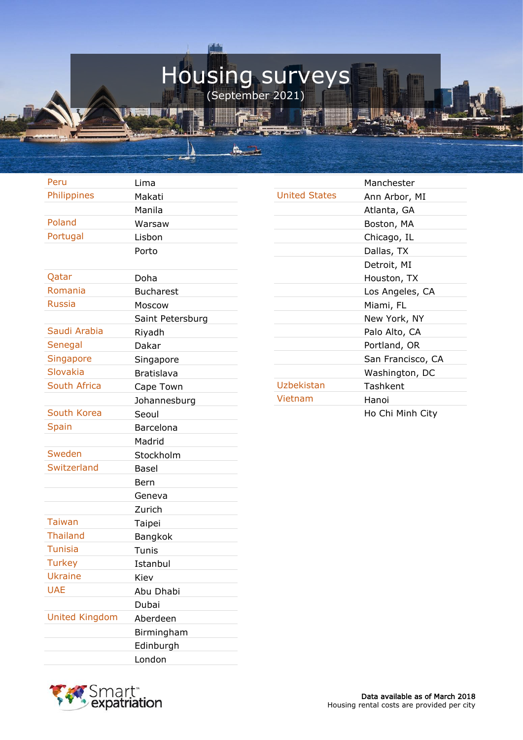# Housing surveys

(September 2021)

| | |
|---|---|
| Peru | Lima |
| Philippines | Makati |
| | Manila |
| Poland | Warsaw |
| Portugal | Lisbon |
| | Porto |
| Qatar | Doha |
| Romania | Bucharest |
| Russia | Moscow |
| | Saint Petersburg |
| Saudi Arabia | Riyadh |
| Senegal | Dakar |
| Singapore | Singapore |
| Slovakia | Bratislava |
| South Africa | Cape Town |
| | Johannesburg |
| South Korea | Seoul |
| Spain | Barcelona |
| | Madrid |
| Sweden | Stockholm |
| Switzerland | Basel |
| | Bern |
| | Geneva |
| | Zurich |
| Taiwan | Taipei |
| Thailand | Bangkok |
| Tunisia | Tunis |
| Turkey | Istanbul |
| Ukraine | Kiev |
| UAE | Abu Dhabi |
| | Dubai |
| United Kingdom | Aberdeen |
| | Birmingham |
| | Edinburgh |
| | London |
| | Manchester |
| United States | Ann Arbor, MI |
| | Atlanta, GA |
| | Boston, MA |
| | Chicago, IL |
| | Dallas, TX |
| | Detroit, MI |
| | Houston, TX |
| | Los Angeles, CA |
| | Miami, FL |
| | New York, NY |
| | Palo Alto, CA |
| | Portland, OR |
| | San Francisco, CA |
| | Washington, DC |
| Uzbekistan | Tashkent |
| Vietnam | Hanoi |
| | Ho Chi Minh City |

Smart expatriation

Data available as of March 2018

Housing rental costs are provided per city